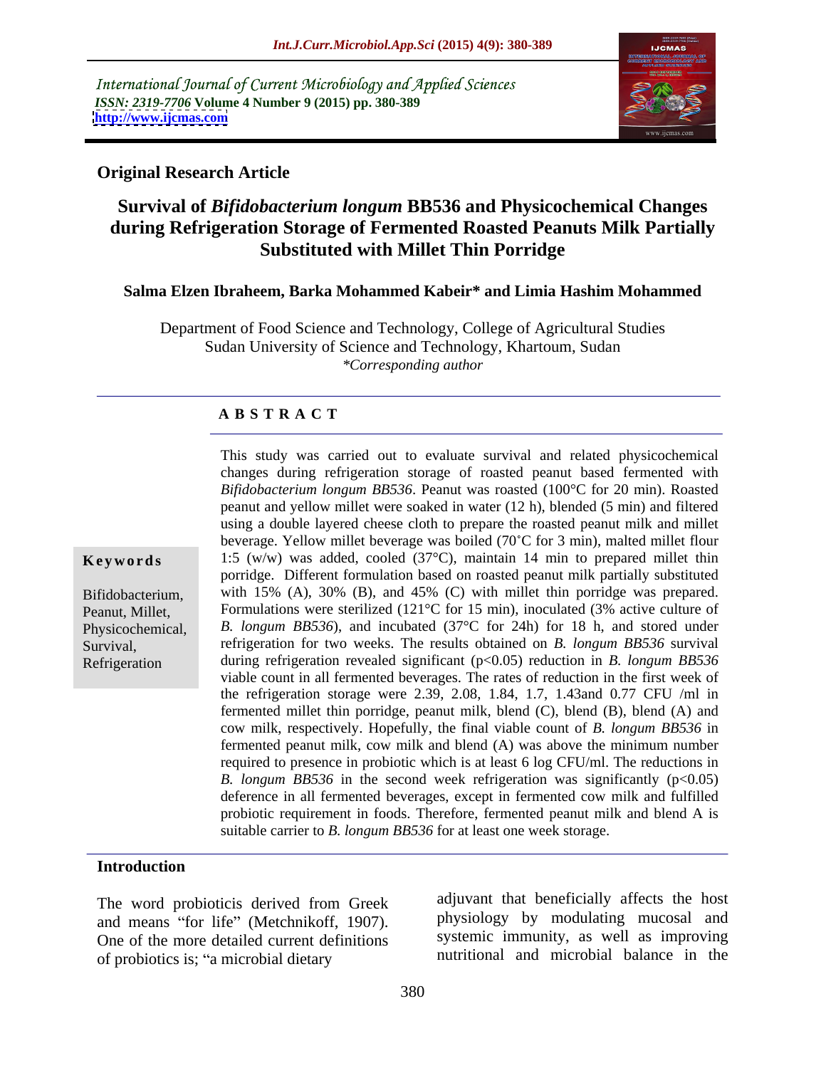International Journal of Current Microbiology and Applied Sciences
*ISSN: 2319-7706* **Volume 4 Number 9 (2015) pp. 380-389**
**http://www.ijcmas.com**

**Original Research Article**

# Survival of *Bifidobacterium longum* BB536 and Physicochemical Changes during Refrigeration Storage of Fermented Roasted Peanuts Milk Partially Substituted with Millet Thin Porridge

**Salma Elzen Ibraheem, Barka Mohammed Kabeir\* and Limia Hashim Mohammed**

Department of Food Science and Technology, College of Agricultural Studies
Sudan University of Science and Technology, Khartoum, Sudan
*\*Corresponding author*

## A B S T R A C T

**Keywords**

Bifidobacterium, Peanut, Millet, Physicochemical, Survival, Refrigeration

This study was carried out to evaluate survival and related physicochemical changes during refrigeration storage of roasted peanut based fermented with *Bifidobacterium longum BB536*. Peanut was roasted (100°C for 20 min). Roasted peanut and yellow millet were soaked in water (12 h), blended (5 min) and filtered using a double layered cheese cloth to prepare the roasted peanut milk and millet beverage. Yellow millet beverage was boiled (70˚C for 3 min), malted millet flour 1:5 (w/w) was added, cooled (37°C), maintain 14 min to prepared millet thin porridge. Different formulation based on roasted peanut milk partially substituted with 15% (A), 30% (B), and 45% (C) with millet thin porridge was prepared. Formulations were sterilized (121°C for 15 min), inoculated (3% active culture of *B. longum BB536*), and incubated (37°C for 24h) for 18 h, and stored under refrigeration for two weeks. The results obtained on *B. longum BB536* survival during refrigeration revealed significant ($p<0.05$) reduction in *B. longum BB536* viable count in all fermented beverages. The rates of reduction in the first week of the refrigeration storage were 2.39, 2.08, 1.84, 1.7, 1.43and 0.77 CFU /ml in fermented millet thin porridge, peanut milk, blend (C), blend (B), blend (A) and cow milk, respectively. Hopefully, the final viable count of *B. longum BB536* in fermented peanut milk, cow milk and blend (A) was above the minimum number required to presence in probiotic which is at least 6 log CFU/ml. The reductions in *B. longum BB536* in the second week refrigeration was significantly ($p<0.05$) deference in all fermented beverages, except in fermented cow milk and fulfilled probiotic requirement in foods. Therefore, fermented peanut milk and blend A is suitable carrier to *B. longum BB536* for at least one week storage.

## Introduction

The word probioticis derived from Greek and means "for life" (Metchnikoff, 1907). One of the more detailed current definitions of probiotics is; "a microbial dietary adjuvant that beneficially affects the host physiology by modulating mucosal and systemic immunity, as well as improving nutritional and microbial balance in the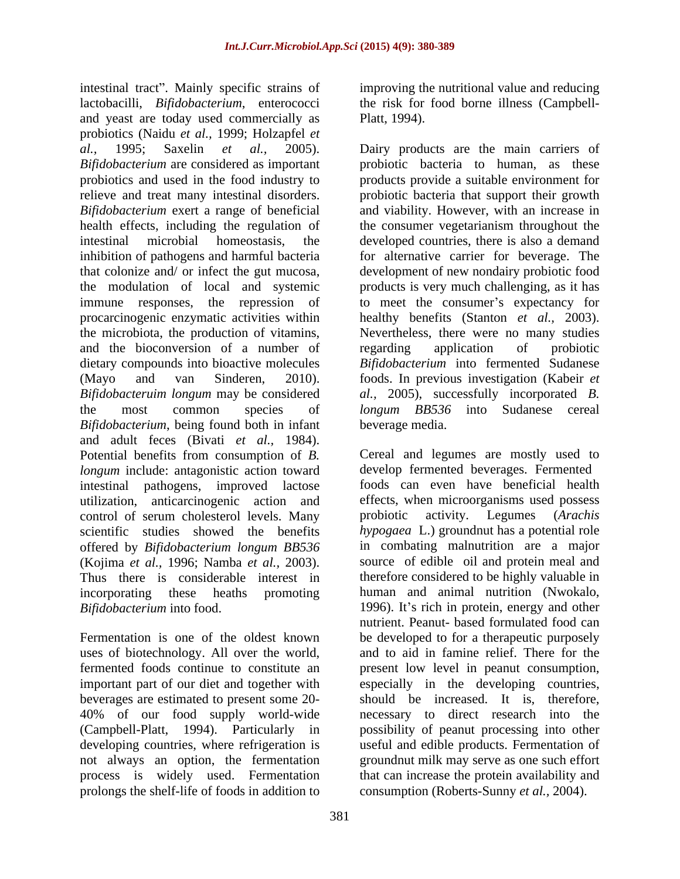intestinal tract". Mainly specific strains of lactobacilli, *Bifidobacterium*, enterococci and yeast are today used commercially as probiotics (Naidu *et al.,* 1999; Holzapfel *et al.,* 1995; Saxelin *et al.,* 2005). *Bifidobacterium* are considered as important probiotics and used in the food industry to relieve and treat many intestinal disorders. *Bifidobacterium* exert a range of beneficial health effects, including the regulation of intestinal microbial homeostasis, the inhibition of pathogens and harmful bacteria that colonize and/ or infect the gut mucosa, the modulation of local and systemic immune responses, the repression of procarcinogenic enzymatic activities within the microbiota, the production of vitamins, and the bioconversion of a number of dietary compounds into bioactive molecules (Mayo and van Sinderen, 2010). *Bifidobacteruim longum* may be considered the most common species of *Bifidobacterium*, being found both in infant and adult feces (Bivati *et al.,* 1984). Potential benefits from consumption of *B. longum* include: antagonistic action toward intestinal pathogens, improved lactose utilization, anticarcinogenic action and control of serum cholesterol levels. Many scientific studies showed the benefits offered by *Bifidobacterium longum BB536* (Kojima *et al.,* 1996; Namba *et al.,* 2003). Thus there is considerable interest in incorporating these heaths promoting *Bifidobacterium* into food.

Fermentation is one of the oldest known uses of biotechnology. All over the world, fermented foods continue to constitute an important part of our diet and together with beverages are estimated to present some 20-40% of our food supply world-wide (Campbell-Platt, 1994). Particularly in developing countries, where refrigeration is not always an option, the fermentation process is widely used. Fermentation prolongs the shelf-life of foods in addition to improving the nutritional value and reducing the risk for food borne illness (Campbell-Platt, 1994).

Dairy products are the main carriers of probiotic bacteria to human, as these products provide a suitable environment for probiotic bacteria that support their growth and viability. However, with an increase in the consumer vegetarianism throughout the developed countries, there is also a demand for alternative carrier for beverage. The development of new nondairy probiotic food products is very much challenging, as it has to meet the consumer's expectancy for healthy benefits (Stanton *et al.,* 2003). Nevertheless, there were no many studies regarding application of probiotic *Bifidobacterium* into fermented Sudanese foods. In previous investigation (Kabeir *et al.,* 2005), successfully incorporated *B. longum BB536* into Sudanese cereal beverage media.

Cereal and legumes are mostly used to develop fermented beverages. Fermented foods can even have beneficial health effects, when microorganisms used possess probiotic activity. Legumes (*Arachis hypogaea* L.) groundnut has a potential role in combating malnutrition are a major source of edible oil and protein meal and therefore considered to be highly valuable in human and animal nutrition (Nwokalo, 1996). It's rich in protein, energy and other nutrient. Peanut- based formulated food can be developed to for a therapeutic purposely and to aid in famine relief. There for the present low level in peanut consumption, especially in the developing countries, should be increased. It is, therefore, necessary to direct research into the possibility of peanut processing into other useful and edible products. Fermentation of groundnut milk may serve as one such effort that can increase the protein availability and consumption (Roberts-Sunny *et al.,* 2004).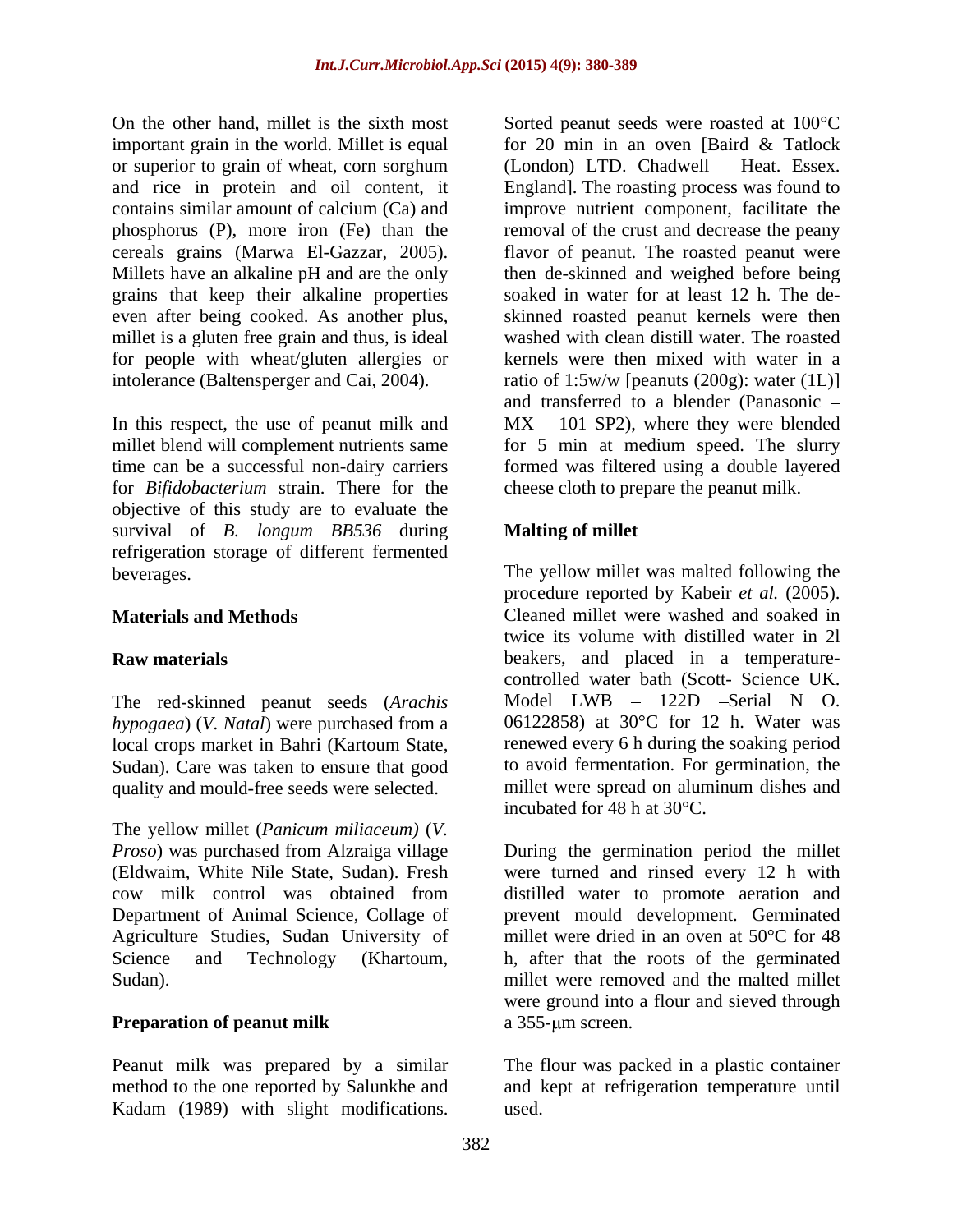On the other hand, millet is the sixth most important grain in the world. Millet is equal or superior to grain of wheat, corn sorghum and rice in protein and oil content, it contains similar amount of calcium (Ca) and phosphorus (P), more iron (Fe) than the cereals grains (Marwa El-Gazzar, 2005). Millets have an alkaline pH and are the only grains that keep their alkaline properties even after being cooked. As another plus, millet is a gluten free grain and thus, is ideal for people with wheat/gluten allergies or intolerance (Baltensperger and Cai, 2004).

In this respect, the use of peanut milk and millet blend will complement nutrients same time can be a successful non-dairy carriers for *Bifidobacterium* strain. There for the objective of this study are to evaluate the survival of *B. longum BB536* during refrigeration storage of different fermented beverages.

## Materials and Methods

### Raw materials

The red-skinned peanut seeds (*Arachis hypogaea*) (*V. Natal*) were purchased from a local crops market in Bahri (Kartoum State, Sudan). Care was taken to ensure that good quality and mould-free seeds were selected.

The yellow millet (*Panicum miliaceum)* (*V. Proso*) was purchased from Alzraiga village (Eldwaim, White Nile State, Sudan). Fresh cow milk control was obtained from Department of Animal Science, Collage of Agriculture Studies, Sudan University of Science and Technology (Khartoum, Sudan).

### Preparation of peanut milk

Peanut milk was prepared by a similar method to the one reported by Salunkhe and Kadam (1989) with slight modifications. Sorted peanut seeds were roasted at 100°C for 20 min in an oven [Baird & Tatlock (London) LTD. Chadwell – Heat. Essex. England]. The roasting process was found to improve nutrient component, facilitate the removal of the crust and decrease the peany flavor of peanut. The roasted peanut were then de-skinned and weighed before being soaked in water for at least 12 h. The de-skinned roasted peanut kernels were then washed with clean distill water. The roasted kernels were then mixed with water in a ratio of 1:5w/w [peanuts (200g): water (1L)] and transferred to a blender (Panasonic – MX – 101 SP2), where they were blended for 5 min at medium speed. The slurry formed was filtered using a double layered cheese cloth to prepare the peanut milk.

### Malting of millet

The yellow millet was malted following the procedure reported by Kabeir *et al.* (2005). Cleaned millet were washed and soaked in twice its volume with distilled water in 2l beakers, and placed in a temperature-controlled water bath (Scott- Science UK. Model LWB – 122D –Serial N O. 06122858) at 30°C for 12 h. Water was renewed every 6 h during the soaking period to avoid fermentation. For germination, the millet were spread on aluminum dishes and incubated for 48 h at 30°C.

During the germination period the millet were turned and rinsed every 12 h with distilled water to promote aeration and prevent mould development. Germinated millet were dried in an oven at 50°C for 48 h, after that the roots of the germinated millet were removed and the malted millet were ground into a flour and sieved through a 355-μm screen.

The flour was packed in a plastic container and kept at refrigeration temperature until used.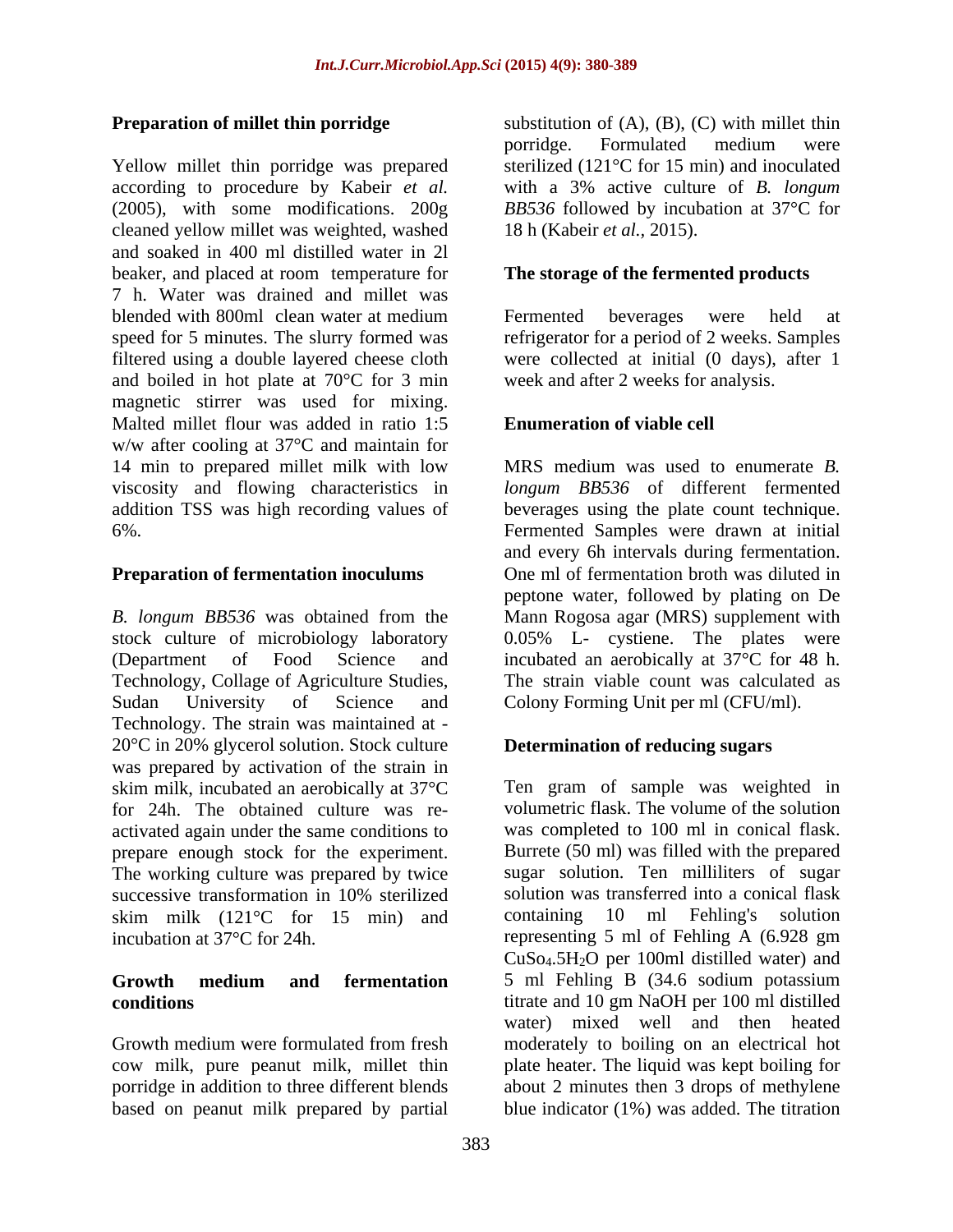## Preparation of millet thin porridge

Yellow millet thin porridge was prepared according to procedure by Kabeir *et al.* (2005), with some modifications. 200g cleaned yellow millet was weighted, washed and soaked in 400 ml distilled water in 2l beaker, and placed at room temperature for 7 h. Water was drained and millet was blended with 800ml clean water at medium speed for 5 minutes. The slurry formed was filtered using a double layered cheese cloth and boiled in hot plate at 70°C for 3 min magnetic stirrer was used for mixing. Malted millet flour was added in ratio 1:5 w/w after cooling at 37°C and maintain for 14 min to prepared millet milk with low viscosity and flowing characteristics in addition TSS was high recording values of 6%.

## Preparation of fermentation inoculums

*B. longum BB536* was obtained from the stock culture of microbiology laboratory (Department of Food Science and Technology, Collage of Agriculture Studies, Sudan University of Science and Technology. The strain was maintained at -20°C in 20% glycerol solution. Stock culture was prepared by activation of the strain in skim milk, incubated an aerobically at 37°C for 24h. The obtained culture was re-activated again under the same conditions to prepare enough stock for the experiment. The working culture was prepared by twice successive transformation in 10% sterilized skim milk (121°C for 15 min) and incubation at 37°C for 24h.

## Growth medium and fermentation conditions

Growth medium were formulated from fresh cow milk, pure peanut milk, millet thin porridge in addition to three different blends based on peanut milk prepared by partial substitution of (A), (B), (C) with millet thin porridge. Formulated medium were sterilized (121°C for 15 min) and inoculated with a 3% active culture of *B. longum BB536* followed by incubation at 37°C for 18 h (Kabeir *et al.,* 2015).

## The storage of the fermented products

Fermented beverages were held at refrigerator for a period of 2 weeks. Samples were collected at initial (0 days), after 1 week and after 2 weeks for analysis.

## Enumeration of viable cell

MRS medium was used to enumerate *B. longum BB536* of different fermented beverages using the plate count technique. Fermented Samples were drawn at initial and every 6h intervals during fermentation. One ml of fermentation broth was diluted in peptone water, followed by plating on De Mann Rogosa agar (MRS) supplement with 0.05% L- cystiene. The plates were incubated an aerobically at 37°C for 48 h. The strain viable count was calculated as Colony Forming Unit per ml (CFU/ml).

## Determination of reducing sugars

Ten gram of sample was weighted in volumetric flask. The volume of the solution was completed to 100 ml in conical flask. Burrete (50 ml) was filled with the prepared sugar solution. Ten milliliters of sugar solution was transferred into a conical flask containing 10 ml Fehling's solution representing 5 ml of Fehling A (6.928 gm $CuSo_4.5H_2O$ per 100ml distilled water) and 5 ml Fehling B (34.6 sodium potassium titrate and 10 gm NaOH per 100 ml distilled water) mixed well and then heated moderately to boiling on an electrical hot plate heater. The liquid was kept boiling for about 2 minutes then 3 drops of methylene blue indicator (1%) was added. The titration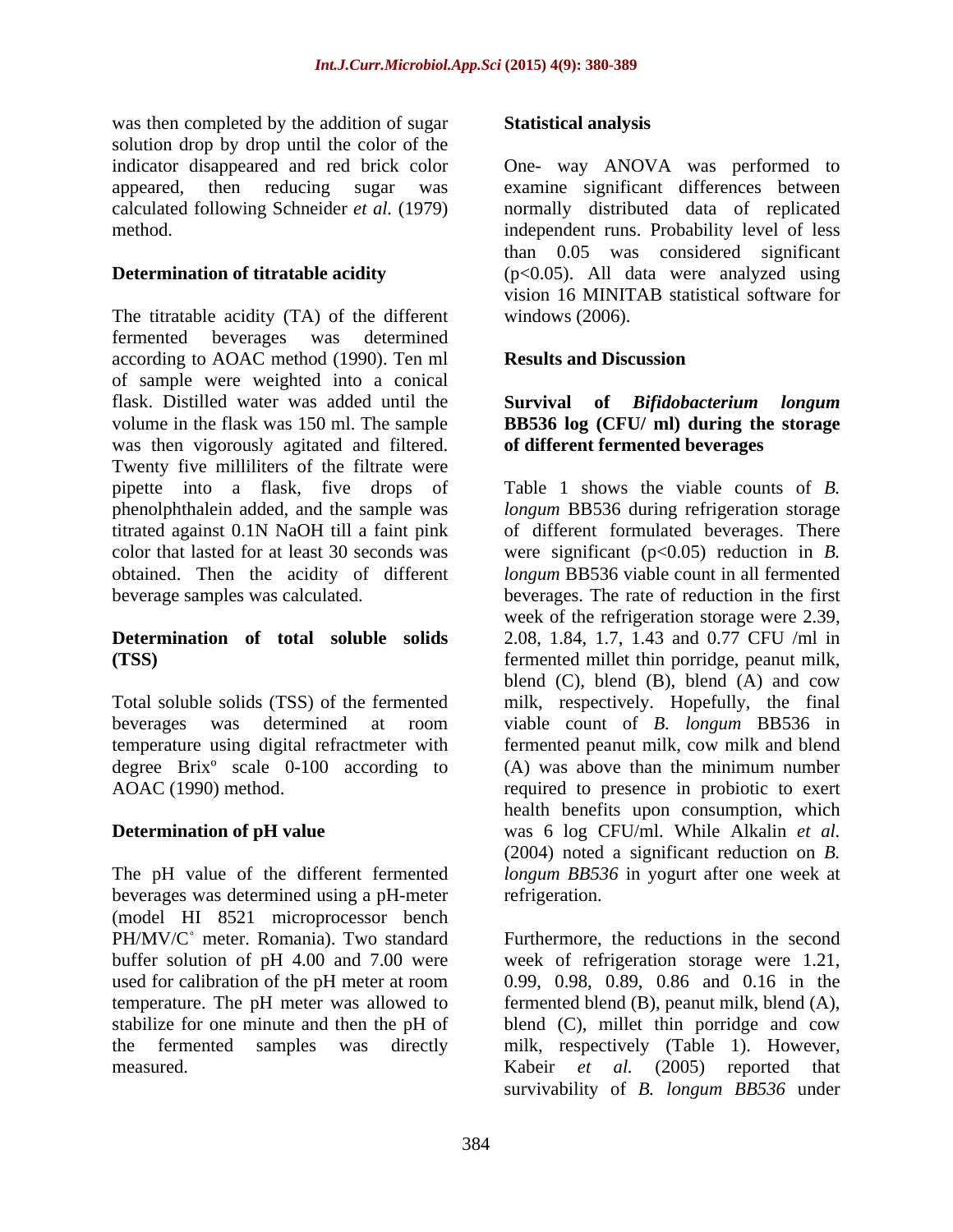was then completed by the addition of sugar solution drop by drop until the color of the indicator disappeared and red brick color appeared, then reducing sugar was calculated following Schneider *et al.* (1979) method.

### Determination of titratable acidity

The titratable acidity (TA) of the different fermented beverages was determined according to AOAC method (1990). Ten ml of sample were weighted into a conical flask. Distilled water was added until the volume in the flask was 150 ml. The sample was then vigorously agitated and filtered. Twenty five milliliters of the filtrate were pipette into a flask, five drops of phenolphthalein added, and the sample was titrated against 0.1N NaOH till a faint pink color that lasted for at least 30 seconds was obtained. Then the acidity of different beverage samples was calculated.

### Determination of total soluble solids (TSS)

Total soluble solids (TSS) of the fermented beverages was determined at room temperature using digital refractmeter with degree Brixº scale 0-100 according to AOAC (1990) method.

### Determination of pH value

The pH value of the different fermented beverages was determined using a pH-meter (model HI 8521 microprocessor bench PH/MV/C˚ meter. Romania). Two standard buffer solution of pH 4.00 and 7.00 were used for calibration of the pH meter at room temperature. The pH meter was allowed to stabilize for one minute and then the pH of the fermented samples was directly measured.

### Statistical analysis

One- way ANOVA was performed to examine significant differences between normally distributed data of replicated independent runs. Probability level of less than 0.05 was considered significant ($p<0.05$). All data were analyzed using vision 16 MINITAB statistical software for windows (2006).

## Results and Discussion

### Survival of *Bifidobacterium longum* BB536 log (CFU/ ml) during the storage of different fermented beverages

Table 1 shows the viable counts of *B. longum* BB536 during refrigeration storage of different formulated beverages. There were significant ($p<0.05$) reduction in *B. longum* BB536 viable count in all fermented beverages. The rate of reduction in the first week of the refrigeration storage were 2.39, 2.08, 1.84, 1.7, 1.43 and 0.77 CFU /ml in fermented millet thin porridge, peanut milk, blend (C), blend (B), blend (A) and cow milk, respectively. Hopefully, the final viable count of *B. longum* BB536 in fermented peanut milk, cow milk and blend (A) was above than the minimum number required to presence in probiotic to exert health benefits upon consumption, which was 6 log CFU/ml. While Alkalin *et al.* (2004) noted a significant reduction on *B. longum BB536* in yogurt after one week at refrigeration.

Furthermore, the reductions in the second week of refrigeration storage were 1.21, 0.99, 0.98, 0.89, 0.86 and 0.16 in the fermented blend (B), peanut milk, blend (A), blend (C), millet thin porridge and cow milk, respectively (Table 1). However, Kabeir *et al.* (2005) reported that survivability of *B. longum BB536* under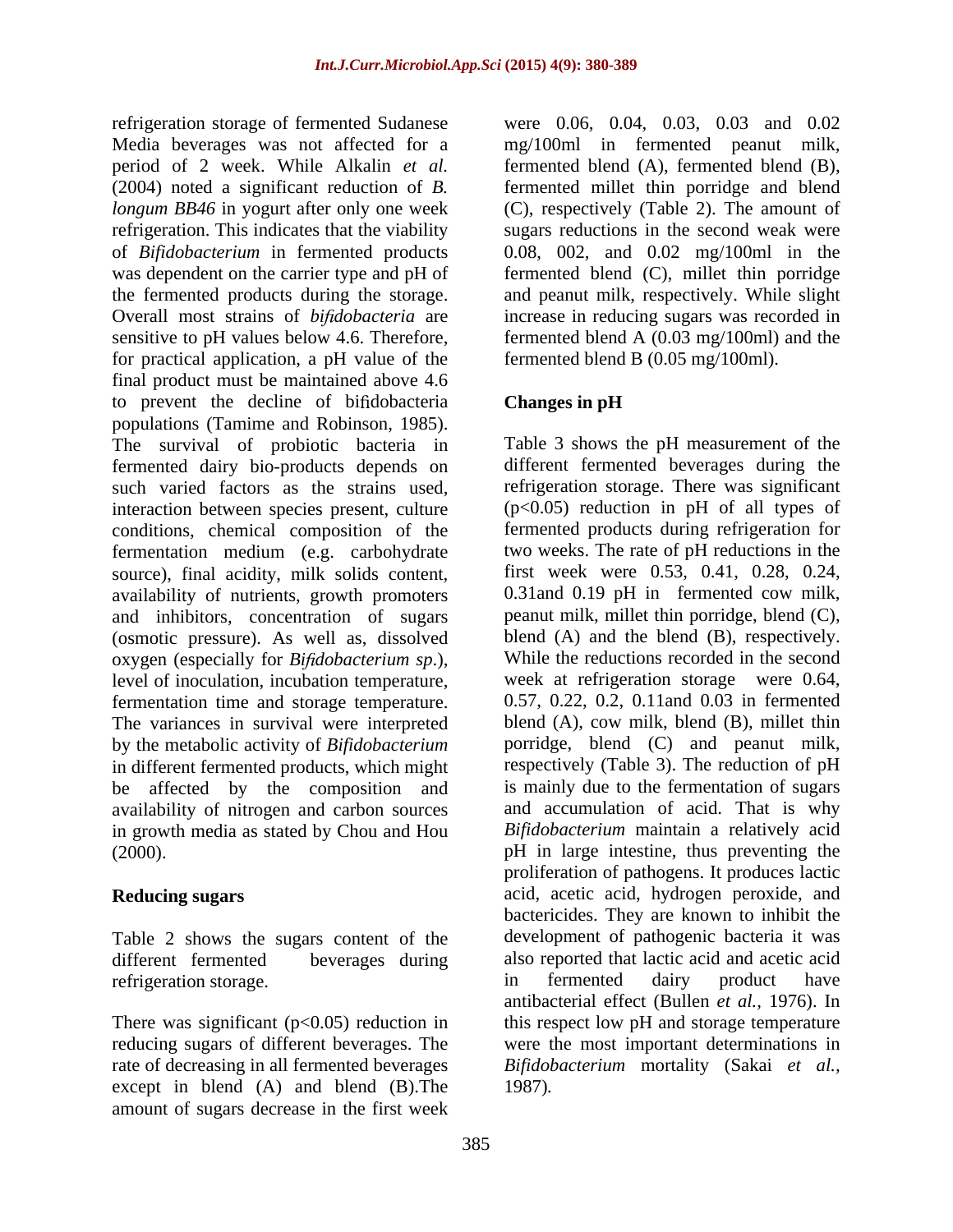refrigeration storage of fermented Sudanese Media beverages was not affected for a period of 2 week. While Alkalin *et al.* (2004) noted a significant reduction of *B. longum BB46* in yogurt after only one week refrigeration. This indicates that the viability of *Bifidobacterium* in fermented products was dependent on the carrier type and pH of the fermented products during the storage. Overall most strains of *bifidobacteria* are sensitive to pH values below 4.6. Therefore, for practical application, a pH value of the final product must be maintained above 4.6 to prevent the decline of bifidobacteria populations (Tamime and Robinson, 1985). The survival of probiotic bacteria in fermented dairy bio-products depends on such varied factors as the strains used, interaction between species present, culture conditions, chemical composition of the fermentation medium (e.g. carbohydrate source), final acidity, milk solids content, availability of nutrients, growth promoters and inhibitors, concentration of sugars (osmotic pressure). As well as, dissolved oxygen (especially for *Bifidobacterium sp*.), level of inoculation, incubation temperature, fermentation time and storage temperature. The variances in survival were interpreted by the metabolic activity of *Bifidobacterium* in different fermented products, which might be affected by the composition and availability of nitrogen and carbon sources in growth media as stated by Chou and Hou (2000).

## Reducing sugars

Table 2 shows the sugars content of the different fermented beverages during refrigeration storage.

There was significant ($p<0.05$) reduction in reducing sugars of different beverages. The rate of decreasing in all fermented beverages except in blend (A) and blend (B).The amount of sugars decrease in the first week were 0.06, 0.04, 0.03, 0.03 and 0.02 mg/100ml in fermented peanut milk, fermented blend (A), fermented blend (B), fermented millet thin porridge and blend (C), respectively (Table 2). The amount of sugars reductions in the second weak were 0.08, 002, and 0.02 mg/100ml in the fermented blend (C), millet thin porridge and peanut milk, respectively. While slight increase in reducing sugars was recorded in fermented blend A (0.03 mg/100ml) and the fermented blend B (0.05 mg/100ml).

## Changes in pH

Table 3 shows the pH measurement of the different fermented beverages during the refrigeration storage. There was significant ($p<0.05$) reduction in pH of all types of fermented products during refrigeration for two weeks. The rate of pH reductions in the first week were 0.53, 0.41, 0.28, 0.24, 0.31and 0.19 pH in fermented cow milk, peanut milk, millet thin porridge, blend (C), blend (A) and the blend (B), respectively. While the reductions recorded in the second week at refrigeration storage were 0.64, 0.57, 0.22, 0.2, 0.11and 0.03 in fermented blend (A), cow milk, blend (B), millet thin porridge, blend (C) and peanut milk, respectively (Table 3). The reduction of pH is mainly due to the fermentation of sugars and accumulation of acid. That is why *Bifidobacterium* maintain a relatively acid pH in large intestine, thus preventing the proliferation of pathogens. It produces lactic acid, acetic acid, hydrogen peroxide, and bactericides. They are known to inhibit the development of pathogenic bacteria it was also reported that lactic acid and acetic acid in fermented dairy product have antibacterial effect (Bullen *et al.,* 1976). In this respect low pH and storage temperature were the most important determinations in *Bifidobacterium* mortality (Sakai *et al.,* 1987).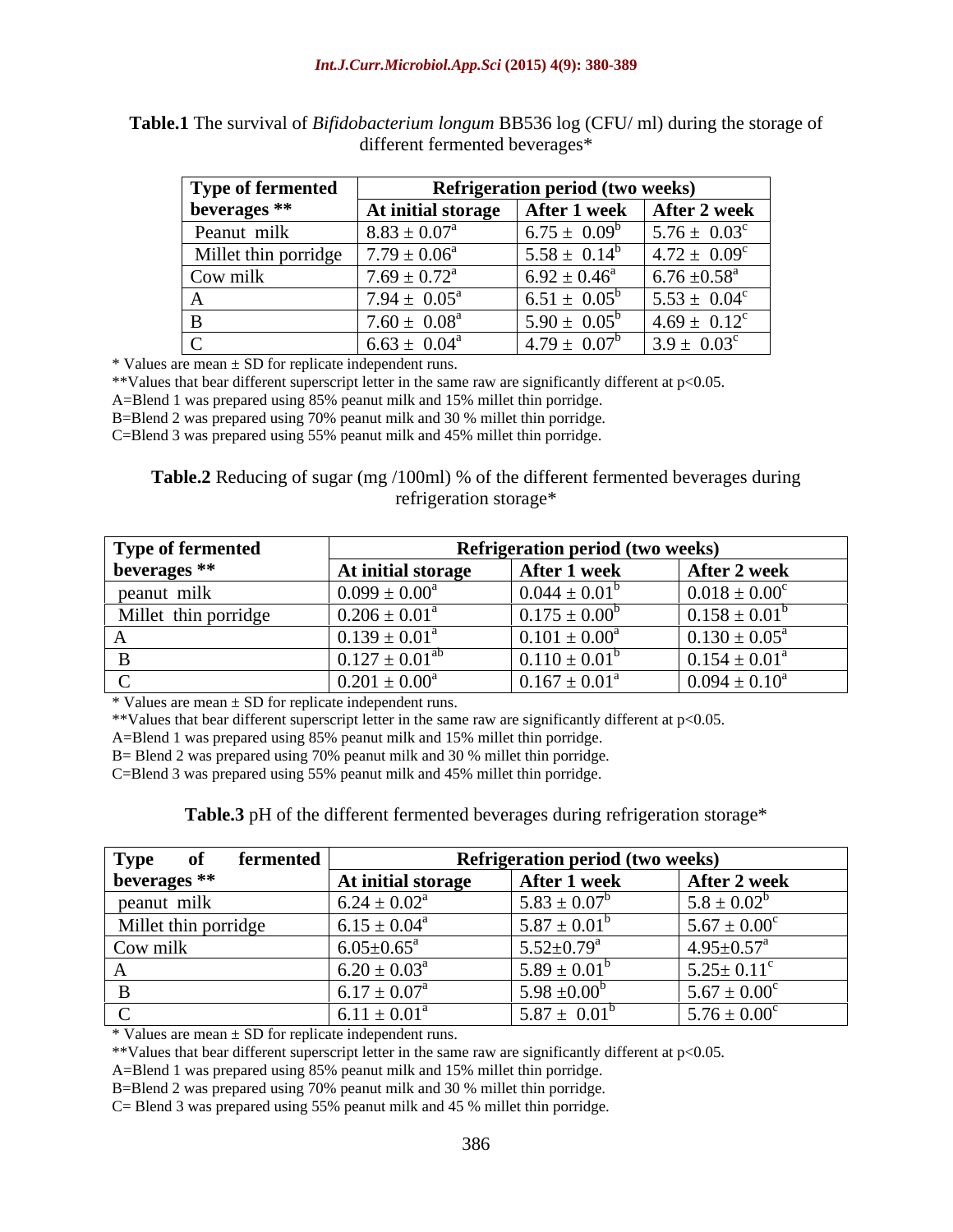**Table.1** The survival of *Bifidobacterium longum* BB536 log (CFU/ ml) during the storage of different fermented beverages*

| Type of fermented beverages ** | Refrigeration period (two weeks) | | |
|---|---|---|---|
| | At initial storage | After 1 week | After 2 week |
| Peanut milk | $8.83 \pm 0.07^a$ | $6.75 \pm 0.09^b$ | $5.76 \pm 0.03^c$ |
| Millet thin porridge | $7.79 \pm 0.06^a$ | $5.58 \pm 0.14^b$ | $4.72 \pm 0.09^c$ |
| Cow milk | $7.69 \pm 0.72^a$ | $6.92 \pm 0.46^a$ | $6.76 \pm 0.58^a$ |
| A | $7.94 \pm 0.05^a$ | $6.51 \pm 0.05^b$ | $5.53 \pm 0.04^c$ |
| B | $7.60 \pm 0.08^a$ | $5.90 \pm 0.05^b$ | $4.69 \pm 0.12^c$ |
| C | $6.63 \pm 0.04^a$ | $4.79 \pm 0.07^b$ | $3.9 \pm 0.03^c$ |

* Values are mean ± SD for replicate independent runs.

**Values that bear different superscript letter in the same raw are significantly different at $p<0.05$.

A=Blend 1 was prepared using 85% peanut milk and 15% millet thin porridge.

B=Blend 2 was prepared using 70% peanut milk and 30 % millet thin porridge.

C=Blend 3 was prepared using 55% peanut milk and 45% millet thin porridge.

**Table.2** Reducing of sugar (mg /100ml) % of the different fermented beverages during refrigeration storage*

| Type of fermented beverages ** | Refrigeration period (two weeks) | | |
|---|---|---|---|
| | At initial storage | After 1 week | After 2 week |
| peanut milk | $0.099 \pm 0.00^a$ | $0.044 \pm 0.01^b$ | $0.018 \pm 0.00^c$ |
| Millet thin porridge | $0.206 \pm 0.01^a$ | $0.175 \pm 0.00^b$ | $0.158 \pm 0.01^b$ |
| A | $0.139 \pm 0.01^a$ | $0.101 \pm 0.00^a$ | $0.130 \pm 0.05^a$ |
| B | $0.127 \pm 0.01^{ab}$ | $0.110 \pm 0.01^b$ | $0.154 \pm 0.01^a$ |
| C | $0.201 \pm 0.00^a$ | $0.167 \pm 0.01^a$ | $0.094 \pm 0.10^a$ |

* Values are mean ± SD for replicate independent runs.

**Values that bear different superscript letter in the same raw are significantly different at $p<0.05$.

A=Blend 1 was prepared using 85% peanut milk and 15% millet thin porridge.

B= Blend 2 was prepared using 70% peanut milk and 30 % millet thin porridge.

C=Blend 3 was prepared using 55% peanut milk and 45% millet thin porridge.

**Table.3** pH of the different fermented beverages during refrigeration storage*

| Type of fermented beverages ** | Refrigeration period (two weeks) | | |
|---|---|---|---|
| | At initial storage | After 1 week | After 2 week |
| peanut milk | $6.24 \pm 0.02^a$ | $5.83 \pm 0.07^b$ | $5.8 \pm 0.02^b$ |
| Millet thin porridge | $6.15 \pm 0.04^a$ | $5.87 \pm 0.01^b$ | $5.67 \pm 0.00^c$ |
| Cow milk | $6.05 \pm 0.65^a$ | $5.52 \pm 0.79^a$ | $4.95 \pm 0.57^a$ |
| A | $6.20 \pm 0.03^a$ | $5.89 \pm 0.01^b$ | $5.25 \pm 0.11^c$ |
| B | $6.17 \pm 0.07^a$ | $5.98 \pm 0.00^b$ | $5.67 \pm 0.00^c$ |
| C | $6.11 \pm 0.01^a$ | $5.87 \pm 0.01^b$ | $5.76 \pm 0.00^c$ |

* Values are mean ± SD for replicate independent runs.

**Values that bear different superscript letter in the same raw are significantly different at $p<0.05$.

A=Blend 1 was prepared using 85% peanut milk and 15% millet thin porridge.

B=Blend 2 was prepared using 70% peanut milk and 30 % millet thin porridge.

C= Blend 3 was prepared using 55% peanut milk and 45 % millet thin porridge.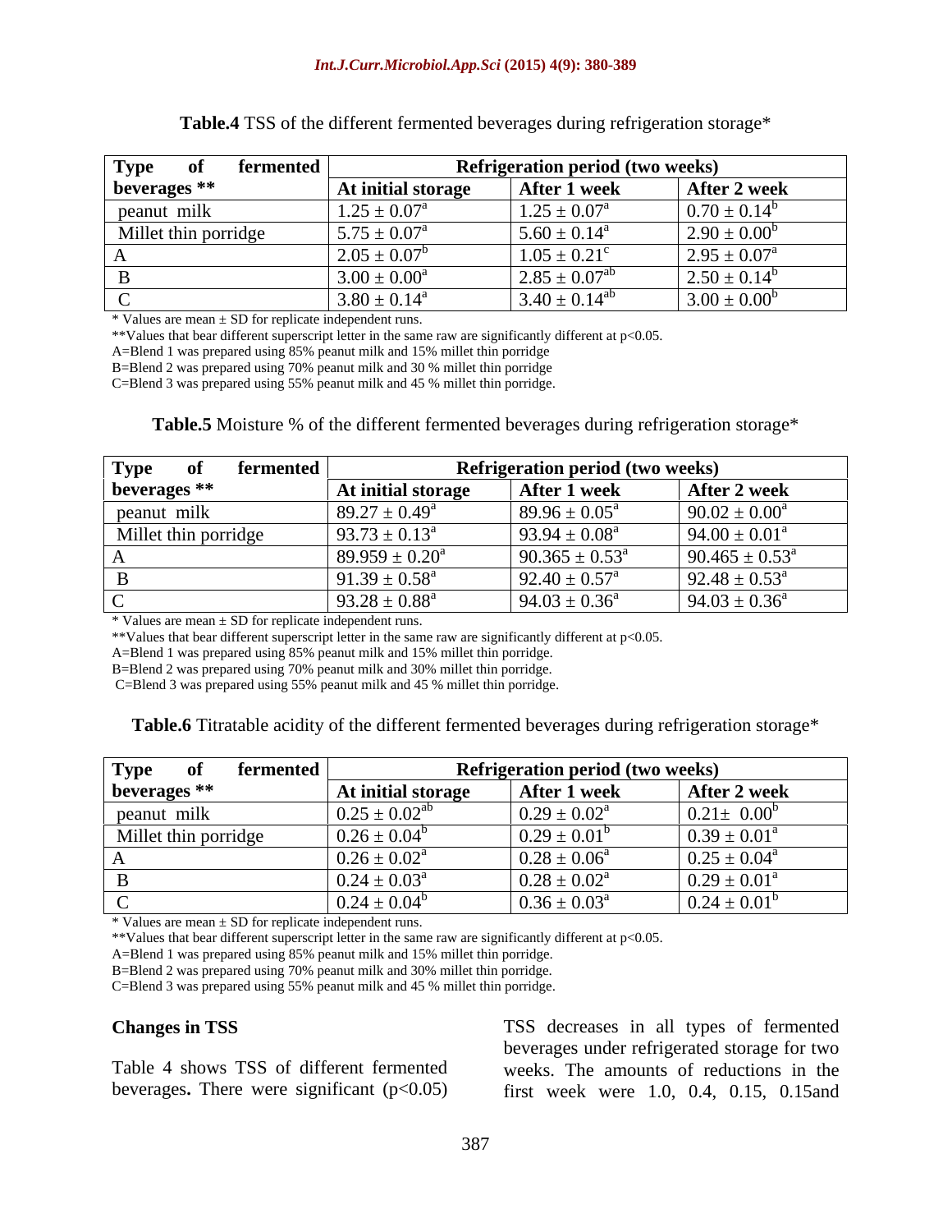**Table.4** TSS of the different fermented beverages during refrigeration storage*

| Type of fermented beverages ** | Refrigeration period (two weeks) | | |
|---|---|---|---|
| | At initial storage | After 1 week | After 2 week |
| peanut milk | $1.25 \pm 0.07^{a}$ | $1.25 \pm 0.07^{a}$ | $0.70 \pm 0.14^{b}$ |
| Millet thin porridge | $5.75 \pm 0.07^{a}$ | $5.60 \pm 0.14^{a}$ | $2.90 \pm 0.00^{b}$ |
| A | $2.05 \pm 0.07^{b}$ | $1.05 \pm 0.21^{c}$ | $2.95 \pm 0.07^{a}$ |
| B | $3.00 \pm 0.00^{a}$ | $2.85 \pm 0.07^{ab}$ | $2.50 \pm 0.14^{b}$ |
| C | $3.80 \pm 0.14^{a}$ | $3.40 \pm 0.14^{ab}$ | $3.00 \pm 0.00^{b}$ |

\* Values are mean ± SD for replicate independent runs.

**Values that bear different superscript letter in the same raw are significantly different at $p<0.05$.

A=Blend 1 was prepared using 85% peanut milk and 15% millet thin porridge

B=Blend 2 was prepared using 70% peanut milk and 30 % millet thin porridge

C=Blend 3 was prepared using 55% peanut milk and 45 % millet thin porridge.

**Table.5** Moisture % of the different fermented beverages during refrigeration storage*

| Type of fermented beverages ** | Refrigeration period (two weeks) | | |
|---|---|---|---|
| | At initial storage | After 1 week | After 2 week |
| peanut milk | $89.27 \pm 0.49^{a}$ | $89.96 \pm 0.05^{a}$ | $90.02 \pm 0.00^{a}$ |
| Millet thin porridge | $93.73 \pm 0.13^{a}$ | $93.94 \pm 0.08^{a}$ | $94.00 \pm 0.01^{a}$ |
| A | $89.959 \pm 0.20^{a}$ | $90.365 \pm 0.53^{a}$ | $90.465 \pm 0.53^{a}$ |
| B | $91.39 \pm 0.58^{a}$ | $92.40 \pm 0.57^{a}$ | $92.48 \pm 0.53^{a}$ |
| C | $93.28 \pm 0.88^{a}$ | $94.03 \pm 0.36^{a}$ | $94.03 \pm 0.36^{a}$ |

\* Values are mean ± SD for replicate independent runs.

**Values that bear different superscript letter in the same raw are significantly different at $p<0.05$.

A=Blend 1 was prepared using 85% peanut milk and 15% millet thin porridge.

B=Blend 2 was prepared using 70% peanut milk and 30% millet thin porridge.

C=Blend 3 was prepared using 55% peanut milk and 45 % millet thin porridge.

**Table.6** Titratable acidity of the different fermented beverages during refrigeration storage*

| Type of fermented beverages ** | Refrigeration period (two weeks) | | |
|---|---|---|---|
| | At initial storage | After 1 week | After 2 week |
| peanut milk | $0.25 \pm 0.02^{ab}$ | $0.29 \pm 0.02^{a}$ | $0.21 \pm 0.00^{b}$ |
| Millet thin porridge | $0.26 \pm 0.04^{b}$ | $0.29 \pm 0.01^{b}$ | $0.39 \pm 0.01^{a}$ |
| A | $0.26 \pm 0.02^{a}$ | $0.28 \pm 0.06^{a}$ | $0.25 \pm 0.04^{a}$ |
| B | $0.24 \pm 0.03^{a}$ | $0.28 \pm 0.02^{a}$ | $0.29 \pm 0.01^{a}$ |
| C | $0.24 \pm 0.04^{b}$ | $0.36 \pm 0.03^{a}$ | $0.24 \pm 0.01^{b}$ |

\* Values are mean ± SD for replicate independent runs.

**Values that bear different superscript letter in the same raw are significantly different at $p<0.05$.

A=Blend 1 was prepared using 85% peanut milk and 15% millet thin porridge.

B=Blend 2 was prepared using 70% peanut milk and 30% millet thin porridge.

C=Blend 3 was prepared using 55% peanut milk and 45 % millet thin porridge.

**Changes in TSS**

Table 4 shows TSS of different fermented beverages**.** There were significant ($p<0.05$) TSS decreases in all types of fermented beverages under refrigerated storage for two weeks. The amounts of reductions in the first week were 1.0, 0.4, 0.15, 0.15and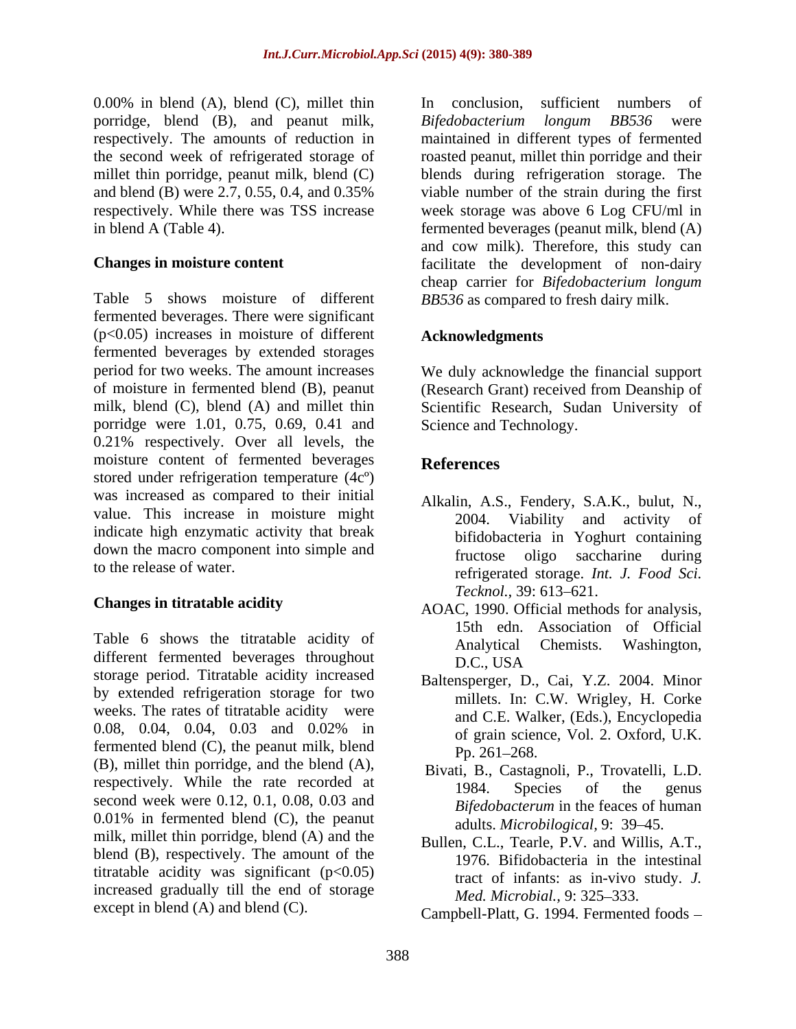0.00% in blend (A), blend (C), millet thin porridge, blend (B), and peanut milk, respectively. The amounts of reduction in the second week of refrigerated storage of millet thin porridge, peanut milk, blend (C) and blend (B) were 2.7, 0.55, 0.4, and 0.35% respectively. While there was TSS increase in blend A (Table 4).

### Changes in moisture content

Table 5 shows moisture of different fermented beverages. There were significant ($p<0.05$) increases in moisture of different fermented beverages by extended storages period for two weeks. The amount increases of moisture in fermented blend (B), peanut milk, blend (C), blend (A) and millet thin porridge were 1.01, 0.75, 0.69, 0.41 and 0.21% respectively. Over all levels, the moisture content of fermented beverages stored under refrigeration temperature (4c$^{o}$) was increased as compared to their initial value. This increase in moisture might indicate high enzymatic activity that break down the macro component into simple and to the release of water.

### Changes in titratable acidity

Table 6 shows the titratable acidity of different fermented beverages throughout storage period. Titratable acidity increased by extended refrigeration storage for two weeks. The rates of titratable acidity were 0.08, 0.04, 0.04, 0.03 and 0.02% in fermented blend (C), the peanut milk, blend (B), millet thin porridge, and the blend (A), respectively. While the rate recorded at second week were 0.12, 0.1, 0.08, 0.03 and 0.01% in fermented blend (C), the peanut milk, millet thin porridge, blend (A) and the blend (B), respectively. The amount of the titratable acidity was significant ($p<0.05$) increased gradually till the end of storage except in blend (A) and blend (C).

In conclusion, sufficient numbers of *Bifedobacterium longum BB536* were maintained in different types of fermented roasted peanut, millet thin porridge and their blends during refrigeration storage. The viable number of the strain during the first week storage was above 6 Log CFU/ml in fermented beverages (peanut milk, blend (A) and cow milk). Therefore, this study can facilitate the development of non-dairy cheap carrier for *Bifedobacterium longum BB536* as compared to fresh dairy milk.

## Acknowledgments

We duly acknowledge the financial support (Research Grant) received from Deanship of Scientific Research, Sudan University of Science and Technology.

## References

Alkalin, A.S., Fendery, S.A.K., bulut, N., 2004. Viability and activity of bifidobacteria in Yoghurt containing fructose oligo saccharine during refrigerated storage. *Int. J. Food Sci. Tecknol.,* 39: 613–621.

AOAC, 1990. Official methods for analysis, 15th edn. Association of Official Analytical Chemists. Washington, D.C., USA

Baltensperger, D., Cai, Y.Z. 2004. Minor millets. In: C.W. Wrigley, H. Corke and C.E. Walker, (Eds.), Encyclopedia of grain science, Vol. 2. Oxford, U.K. Pp. 261–268.

Bivati, B., Castagnoli, P., Trovatelli, L.D. 1984. Species of the genus *Bifedobacterum* in the feaces of human adults. *Microbilogical,* 9: 39–45.

Bullen, C.L., Tearle, P.V. and Willis, A.T., 1976. Bifidobacteria in the intestinal tract of infants: as in-vivo study. *J. Med. Microbial.,* 9: 325–333.

Campbell-Platt, G. 1994. Fermented foods –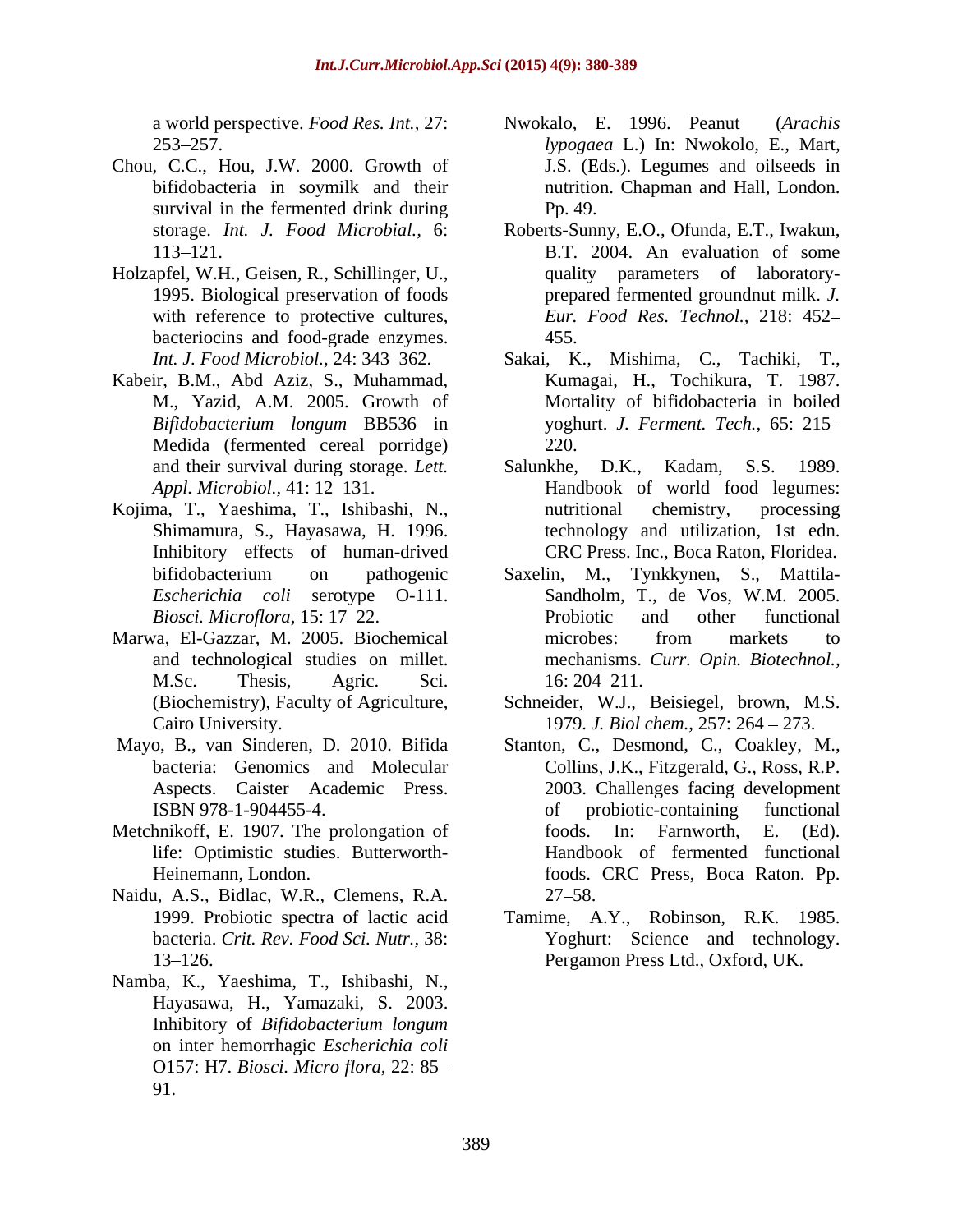a world perspective. *Food Res. Int.,* 27: 253–257.

Chou, C.C., Hou, J.W. 2000. Growth of bifidobacteria in soymilk and their survival in the fermented drink during storage. *Int. J. Food Microbial.,* 6: 113–121.

Holzapfel, W.H., Geisen, R., Schillinger, U., 1995. Biological preservation of foods with reference to protective cultures, bacteriocins and food-grade enzymes. *Int. J. Food Microbiol.,* 24: 343–362.

Kabeir, B.M., Abd Aziz, S., Muhammad, M., Yazid, A.M. 2005. Growth of *Bifidobacterium longum* BB536 in Medida (fermented cereal porridge) and their survival during storage. *Lett. Appl. Microbiol.,* 41: 12–131.

Kojima, T., Yaeshima, T., Ishibashi, N., Shimamura, S., Hayasawa, H. 1996. Inhibitory effects of human-drived bifidobacterium on pathogenic *Escherichia coli* serotype O-111. *Biosci. Microflora,* 15: 17–22.

Marwa, El-Gazzar, M. 2005. Biochemical and technological studies on millet. M.Sc. Thesis, Agric. Sci. (Biochemistry), Faculty of Agriculture, Cairo University.

Mayo, B., van Sinderen, D. 2010. Bifida bacteria: Genomics and Molecular Aspects. Caister Academic Press. ISBN 978-1-904455-4.

Metchnikoff, E. 1907. The prolongation of life: Optimistic studies. Butterworth-Heinemann, London.

Naidu, A.S., Bidlac, W.R., Clemens, R.A. 1999. Probiotic spectra of lactic acid bacteria. *Crit. Rev. Food Sci. Nutr.,* 38: 13–126.

Namba, K., Yaeshima, T., Ishibashi, N., Hayasawa, H., Yamazaki, S. 2003. Inhibitory of *Bifidobacterium longum* on inter hemorrhagic *Escherichia coli* O157: H7. *Biosci. Micro flora,* 22: 85–91.

Nwokalo, E. 1996. Peanut (*Arachis lypogaea* L.) In: Nwokolo, E., Mart, J.S. (Eds.). Legumes and oilseeds in nutrition. Chapman and Hall, London. Pp. 49.

Roberts-Sunny, E.O., Ofunda, E.T., Iwakun, B.T. 2004. An evaluation of some quality parameters of laboratory-prepared fermented groundnut milk. *J. Eur. Food Res. Technol.,* 218: 452–455.

Sakai, K., Mishima, C., Tachiki, T., Kumagai, H., Tochikura, T. 1987. Mortality of bifidobacteria in boiled yoghurt. *J. Ferment. Tech.,* 65: 215–220.

Salunkhe, D.K., Kadam, S.S. 1989. Handbook of world food legumes: nutritional chemistry, processing technology and utilization, 1st edn. CRC Press. Inc., Boca Raton, Floridea.

Saxelin, M., Tynkkynen, S., Mattila-Sandholm, T., de Vos, W.M. 2005. Probiotic and other functional microbes: from markets to mechanisms. *Curr. Opin. Biotechnol.,* 16: 204–211.

Schneider, W.J., Beisiegel, brown, M.S. 1979. *J. Biol chem.,* 257: 264 – 273.

Stanton, C., Desmond, C., Coakley, M., Collins, J.K., Fitzgerald, G., Ross, R.P. 2003. Challenges facing development of probiotic-containing functional foods. In: Farnworth, E. (Ed). Handbook of fermented functional foods. CRC Press, Boca Raton. Pp. 27–58.

Tamime, A.Y., Robinson, R.K. 1985. Yoghurt: Science and technology. Pergamon Press Ltd., Oxford, UK.